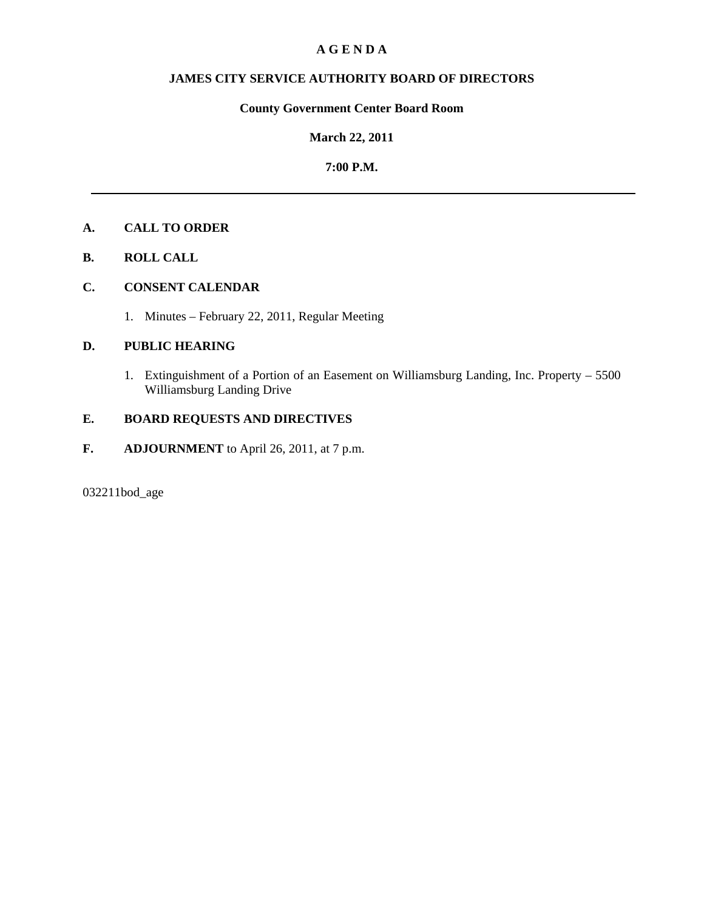# A G E N D A

## JAMES CITY SERVICE AUTHORITY BOARD OF DIRECTORS

### County Government Center Board Room

### March 22, 2011

### 7:00 P.M.

---

**A. CALL TO ORDER**

**B. ROLL CALL**

**C. CONSENT CALENDAR**

1. Minutes – February 22, 2011, Regular Meeting

**D. PUBLIC HEARING**

1. Extinguishment of a Portion of an Easement on Williamsburg Landing, Inc. Property – 5500 Williamsburg Landing Drive

**E. BOARD REQUESTS AND DIRECTIVES**

**F. ADJOURNMENT** to April 26, 2011, at 7 p.m.

032211bod_age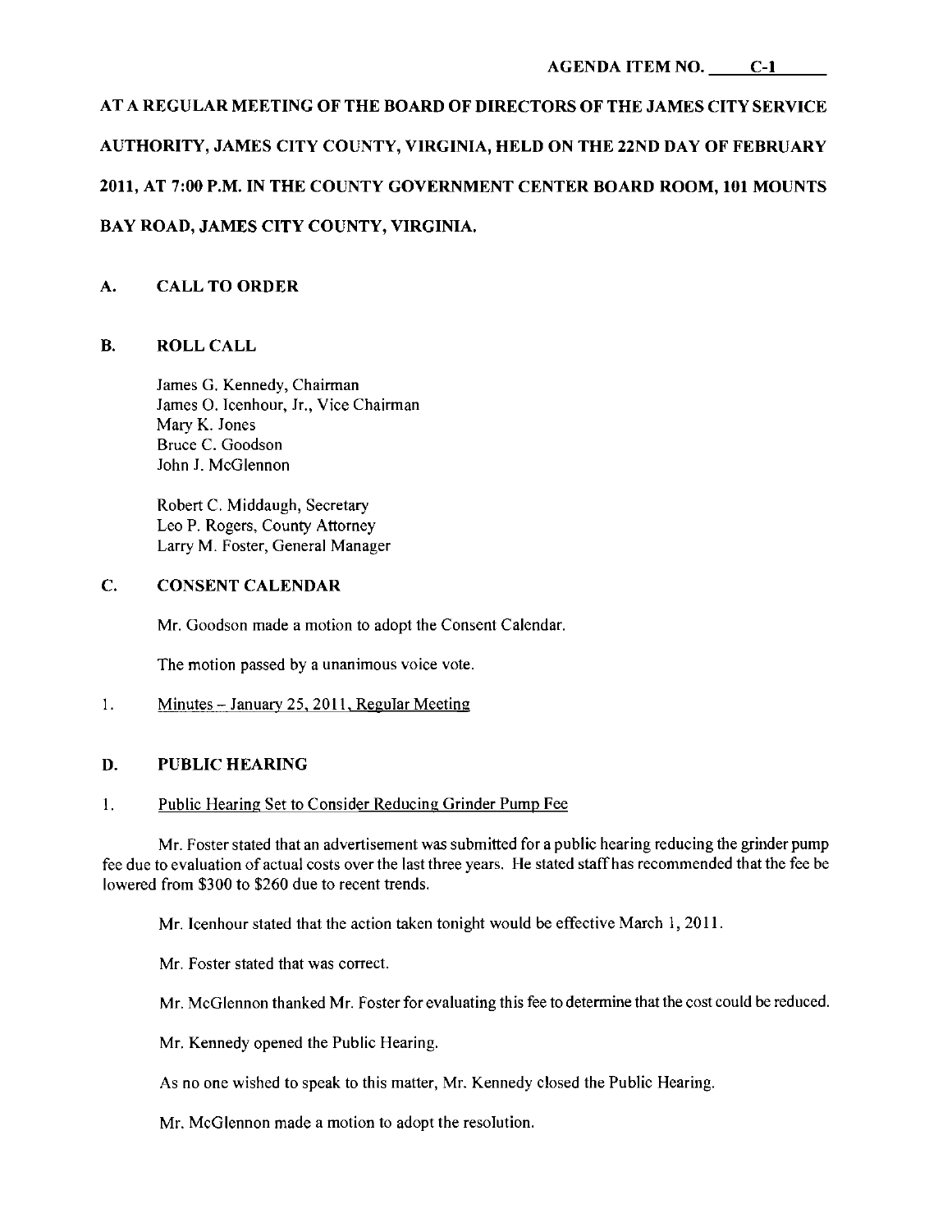AGENDA ITEM NO. C-1

**AT A REGULAR MEETING OF THE BOARD OF DIRECTORS OF THE JAMES CITY SERVICE AUTHORITY, JAMES CITY COUNTY, VIRGINIA, HELD ON THE 22ND DAY OF FEBRUARY 2011, AT 7:00 P.M. IN THE COUNTY GOVERNMENT CENTER BOARD ROOM, 101 MOUNTS BAY ROAD, JAMES CITY COUNTY, VIRGINIA.**

## A. CALL TO ORDER

## B. ROLL CALL

James G. Kennedy, Chairman
James O. Icenhour, Jr., Vice Chairman
Mary K. Jones
Bruce C. Goodson
John J. McGlennon

Robert C. Middaugh, Secretary
Leo P. Rogers, County Attorney
Larry M. Foster, General Manager

## C. CONSENT CALENDAR

Mr. Goodson made a motion to adopt the Consent Calendar.

The motion passed by a unanimous voice vote.

1. Minutes – January 25, 2011, Regular Meeting

## D. PUBLIC HEARING

1. Public Hearing Set to Consider Reducing Grinder Pump Fee

Mr. Foster stated that an advertisement was submitted for a public hearing reducing the grinder pump fee due to evaluation of actual costs over the last three years. He stated staff has recommended that the fee be lowered from $300 to $260 due to recent trends.

Mr. Icenhour stated that the action taken tonight would be effective March 1, 2011.

Mr. Foster stated that was correct.

Mr. McGlennon thanked Mr. Foster for evaluating this fee to determine that the cost could be reduced.

Mr. Kennedy opened the Public Hearing.

As no one wished to speak to this matter, Mr. Kennedy closed the Public Hearing.

Mr. McGlennon made a motion to adopt the resolution.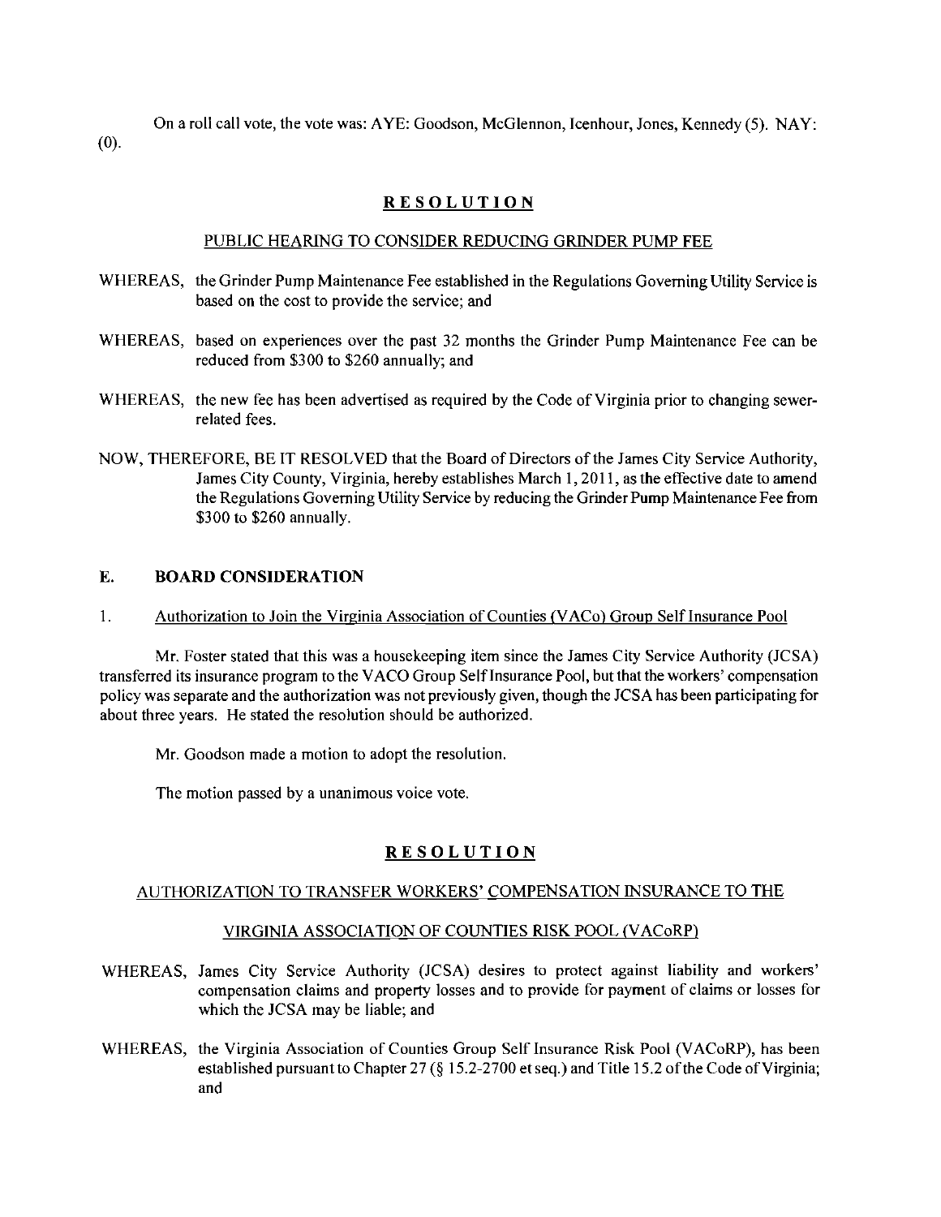On a roll call vote, the vote was: AYE: Goodson, McGlennon, Icenhour, Jones, Kennedy (5). NAY: (0).

**RESOLUTION**

PUBLIC HEARING TO CONSIDER REDUCING GRINDER PUMP FEE

WHEREAS, the Grinder Pump Maintenance Fee established in the Regulations Governing Utility Service is based on the cost to provide the service; and

WHEREAS, based on experiences over the past 32 months the Grinder Pump Maintenance Fee can be reduced from $300 to $260 annually; and

WHEREAS, the new fee has been advertised as required by the Code of Virginia prior to changing sewer-related fees.

NOW, THEREFORE, BE IT RESOLVED that the Board of Directors of the James City Service Authority, James City County, Virginia, hereby establishes March 1, 2011, as the effective date to amend the Regulations Governing Utility Service by reducing the Grinder Pump Maintenance Fee from $300 to $260 annually.

## E. BOARD CONSIDERATION

1. Authorization to Join the Virginia Association of Counties (VACo) Group Self Insurance Pool

Mr. Foster stated that this was a housekeeping item since the James City Service Authority (JCSA) transferred its insurance program to the VACO Group Self Insurance Pool, but that the workers' compensation policy was separate and the authorization was not previously given, though the JCSA has been participating for about three years. He stated the resolution should be authorized.

Mr. Goodson made a motion to adopt the resolution.

The motion passed by a unanimous voice vote.

**RESOLUTION**

AUTHORIZATION TO TRANSFER WORKERS' COMPENSATION INSURANCE TO THE

VIRGINIA ASSOCIATION OF COUNTIES RISK POOL (VACoRP)

WHEREAS, James City Service Authority (JCSA) desires to protect against liability and workers' compensation claims and property losses and to provide for payment of claims or losses for which the JCSA may be liable; and

WHEREAS, the Virginia Association of Counties Group Self Insurance Risk Pool (VACoRP), has been established pursuant to Chapter 27 (§ 15.2-2700 et seq.) and Title 15.2 of the Code of Virginia; and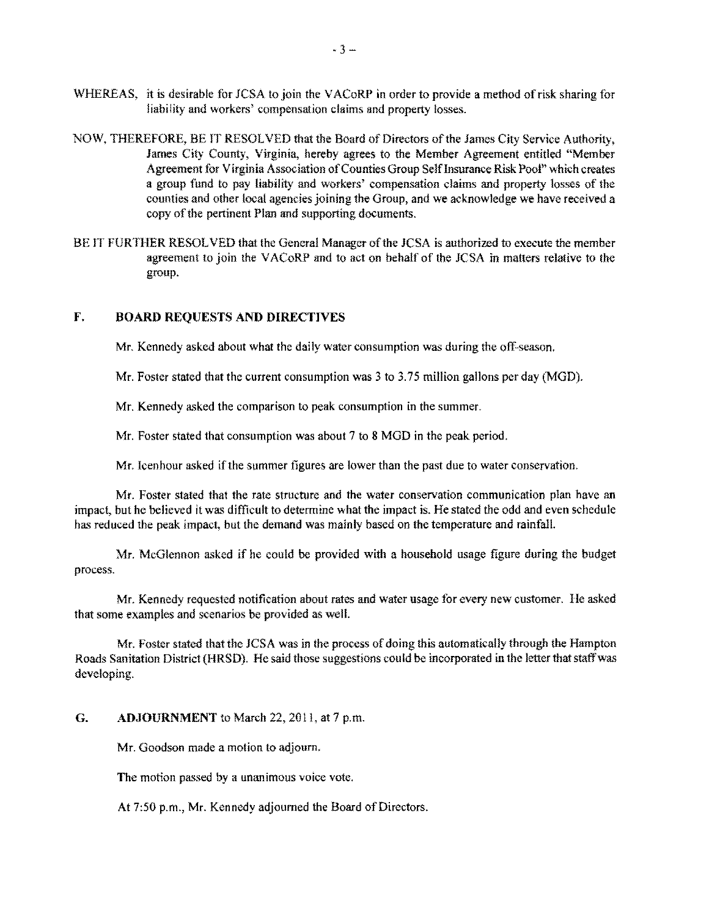WHEREAS, it is desirable for JCSA to join the VACoRP in order to provide a method of risk sharing for liability and workers' compensation claims and property losses.

NOW, THEREFORE, BE IT RESOLVED that the Board of Directors of the James City Service Authority, James City County, Virginia, hereby agrees to the Member Agreement entitled "Member Agreement for Virginia Association of Counties Group Self Insurance Risk Pool" which creates a group fund to pay liability and workers' compensation claims and property losses of the counties and other local agencies joining the Group, and we acknowledge we have received a copy of the pertinent Plan and supporting documents.

BE IT FURTHER RESOLVED that the General Manager of the JCSA is authorized to execute the member agreement to join the VACoRP and to act on behalf of the JCSA in matters relative to the group.

## F. BOARD REQUESTS AND DIRECTIVES

Mr. Kennedy asked about what the daily water consumption was during the off-season.

Mr. Foster stated that the current consumption was 3 to 3.75 million gallons per day (MGD).

Mr. Kennedy asked the comparison to peak consumption in the summer.

Mr. Foster stated that consumption was about 7 to 8 MGD in the peak period.

Mr. Icenhour asked if the summer figures are lower than the past due to water conservation.

Mr. Foster stated that the rate structure and the water conservation communication plan have an impact, but he believed it was difficult to determine what the impact is. He stated the odd and even schedule has reduced the peak impact, but the demand was mainly based on the temperature and rainfall.

Mr. McGlennon asked if he could be provided with a household usage figure during the budget process.

Mr. Kennedy requested notification about rates and water usage for every new customer. He asked that some examples and scenarios be provided as well.

Mr. Foster stated that the JCSA was in the process of doing this automatically through the Hampton Roads Sanitation District (HRSD). He said those suggestions could be incorporated in the letter that staff was developing.

## G. ADJOURNMENT to March 22, 2011, at 7 p.m.

Mr. Goodson made a motion to adjourn.

The motion passed by a unanimous voice vote.

At 7:50 p.m., Mr. Kennedy adjourned the Board of Directors.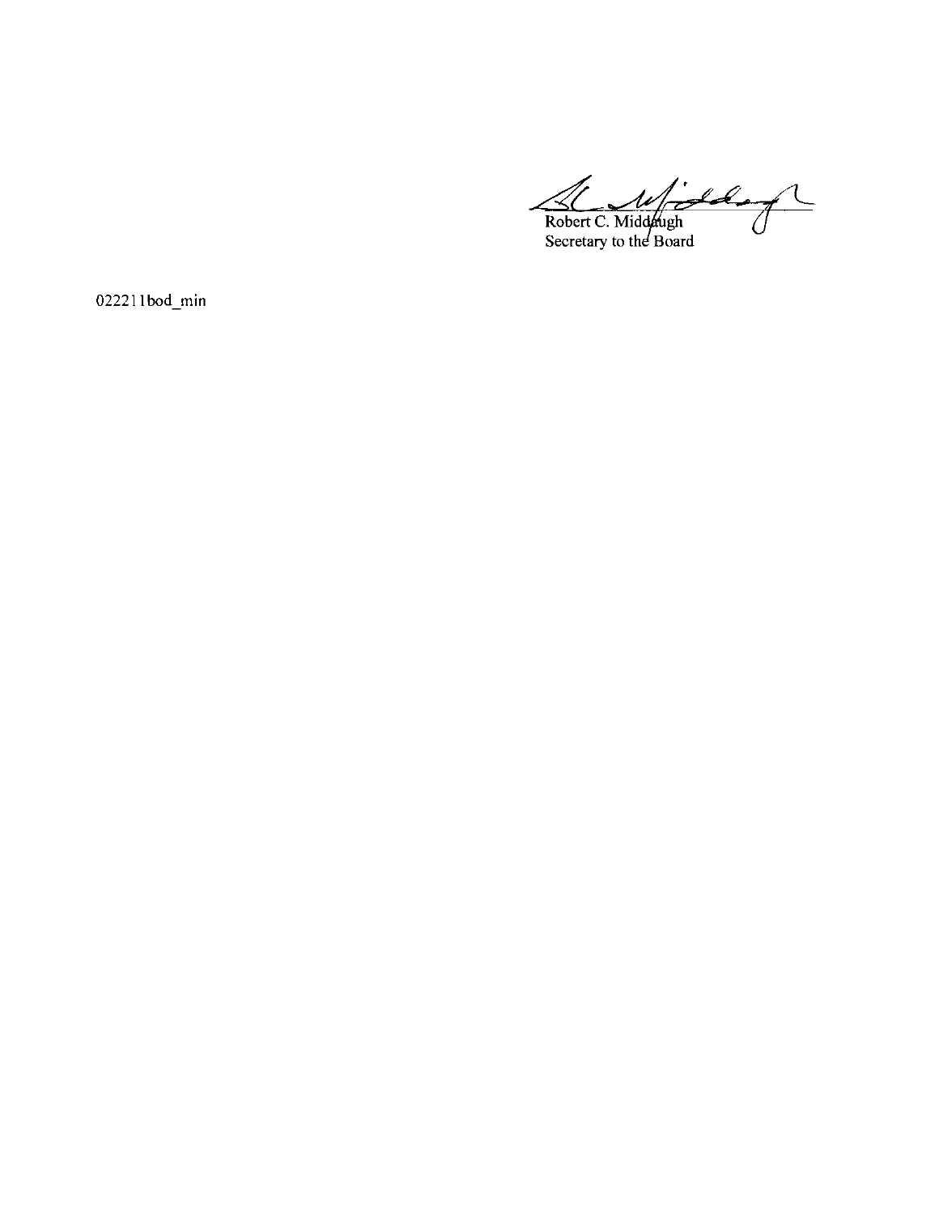Robert C. Middaugh
Secretary to the Board

022211bod_min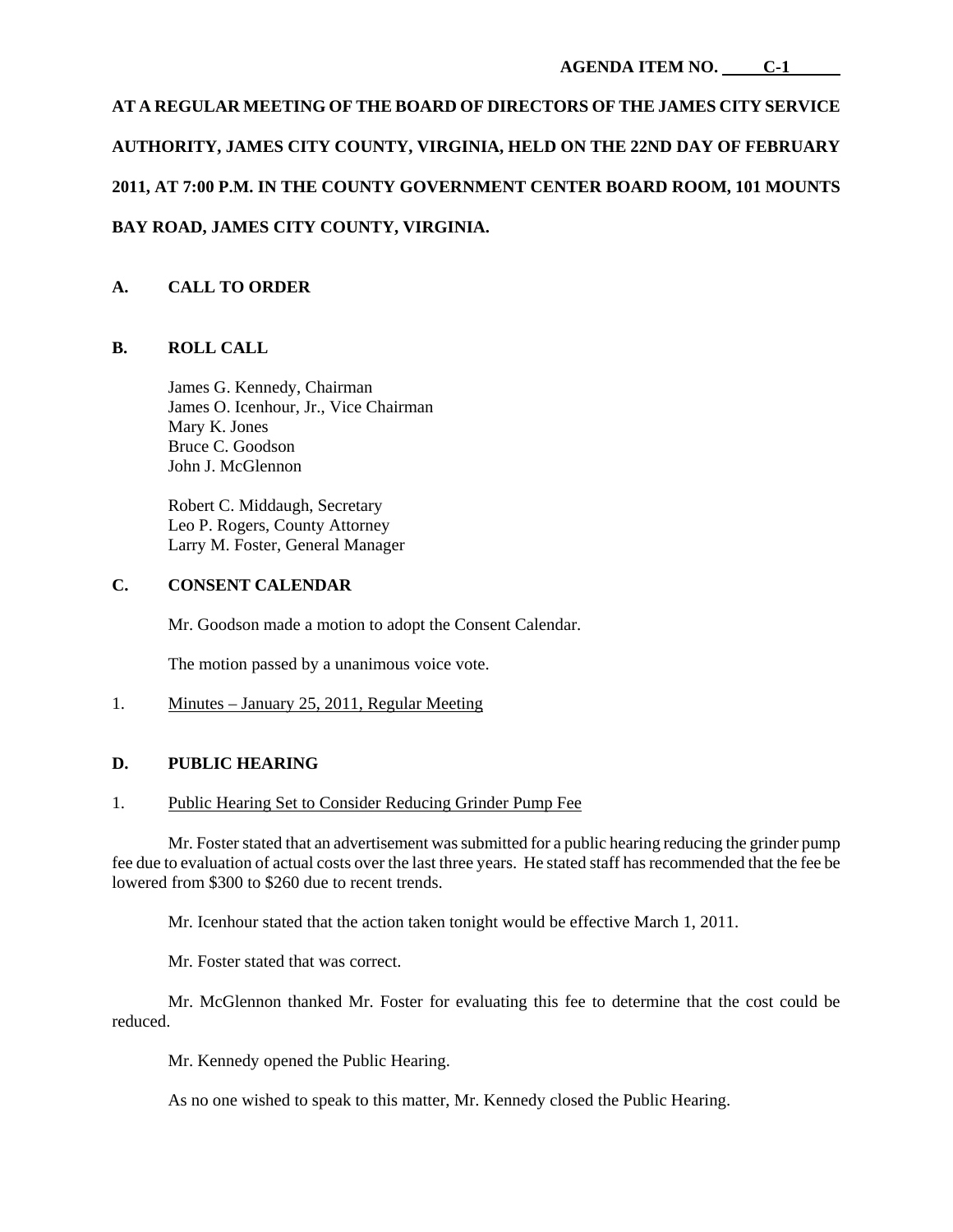**AGENDA ITEM NO. C-1**

**AT A REGULAR MEETING OF THE BOARD OF DIRECTORS OF THE JAMES CITY SERVICE AUTHORITY, JAMES CITY COUNTY, VIRGINIA, HELD ON THE 22ND DAY OF FEBRUARY 2011, AT 7:00 P.M. IN THE COUNTY GOVERNMENT CENTER BOARD ROOM, 101 MOUNTS BAY ROAD, JAMES CITY COUNTY, VIRGINIA.**

## A. CALL TO ORDER

## B. ROLL CALL

James G. Kennedy, Chairman
James O. Icenhour, Jr., Vice Chairman
Mary K. Jones
Bruce C. Goodson
John J. McGlennon

Robert C. Middaugh, Secretary
Leo P. Rogers, County Attorney
Larry M. Foster, General Manager

## C. CONSENT CALENDAR

Mr. Goodson made a motion to adopt the Consent Calendar.

The motion passed by a unanimous voice vote.

1. Minutes – January 25, 2011, Regular Meeting

## D. PUBLIC HEARING

1. Public Hearing Set to Consider Reducing Grinder Pump Fee

Mr. Foster stated that an advertisement was submitted for a public hearing reducing the grinder pump fee due to evaluation of actual costs over the last three years. He stated staff has recommended that the fee be lowered from $300 to $260 due to recent trends.

Mr. Icenhour stated that the action taken tonight would be effective March 1, 2011.

Mr. Foster stated that was correct.

Mr. McGlennon thanked Mr. Foster for evaluating this fee to determine that the cost could be reduced.

Mr. Kennedy opened the Public Hearing.

As no one wished to speak to this matter, Mr. Kennedy closed the Public Hearing.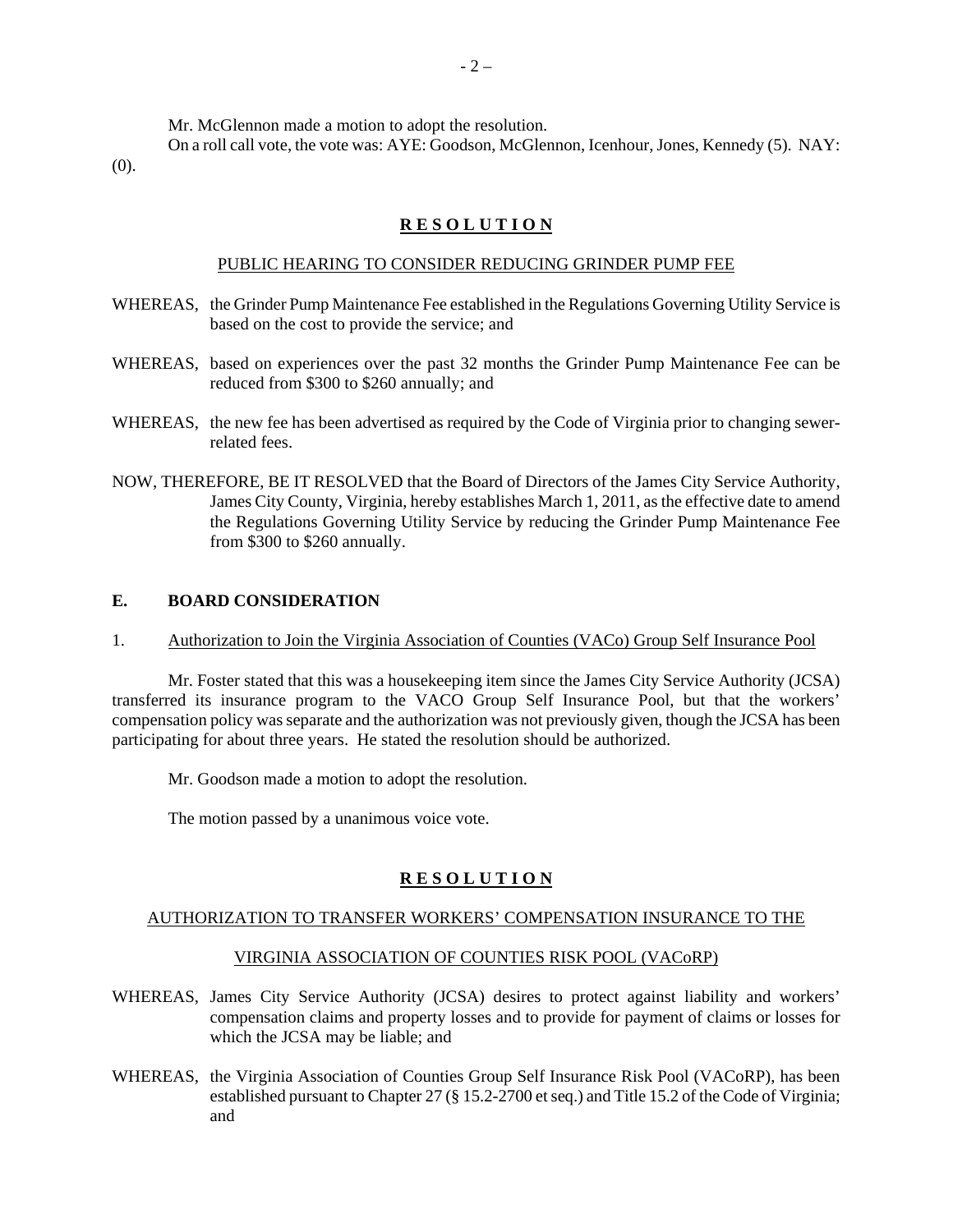Mr. McGlennon made a motion to adopt the resolution.

On a roll call vote, the vote was: AYE: Goodson, McGlennon, Icenhour, Jones, Kennedy (5). NAY: (0).

**R E S O L U T I O N**

PUBLIC HEARING TO CONSIDER REDUCING GRINDER PUMP FEE

WHEREAS, the Grinder Pump Maintenance Fee established in the Regulations Governing Utility Service is based on the cost to provide the service; and

WHEREAS, based on experiences over the past 32 months the Grinder Pump Maintenance Fee can be reduced from $300 to $260 annually; and

WHEREAS, the new fee has been advertised as required by the Code of Virginia prior to changing sewer-related fees.

NOW, THEREFORE, BE IT RESOLVED that the Board of Directors of the James City Service Authority, James City County, Virginia, hereby establishes March 1, 2011, as the effective date to amend the Regulations Governing Utility Service by reducing the Grinder Pump Maintenance Fee from $300 to $260 annually.

## E. BOARD CONSIDERATION

1. Authorization to Join the Virginia Association of Counties (VACo) Group Self Insurance Pool

Mr. Foster stated that this was a housekeeping item since the James City Service Authority (JCSA) transferred its insurance program to the VACO Group Self Insurance Pool, but that the workers' compensation policy was separate and the authorization was not previously given, though the JCSA has been participating for about three years. He stated the resolution should be authorized.

Mr. Goodson made a motion to adopt the resolution.

The motion passed by a unanimous voice vote.

**R E S O L U T I O N**

AUTHORIZATION TO TRANSFER WORKERS' COMPENSATION INSURANCE TO THE

VIRGINIA ASSOCIATION OF COUNTIES RISK POOL (VACoRP)

WHEREAS, James City Service Authority (JCSA) desires to protect against liability and workers' compensation claims and property losses and to provide for payment of claims or losses for which the JCSA may be liable; and

WHEREAS, the Virginia Association of Counties Group Self Insurance Risk Pool (VACoRP), has been established pursuant to Chapter 27 (§ 15.2-2700 et seq.) and Title 15.2 of the Code of Virginia; and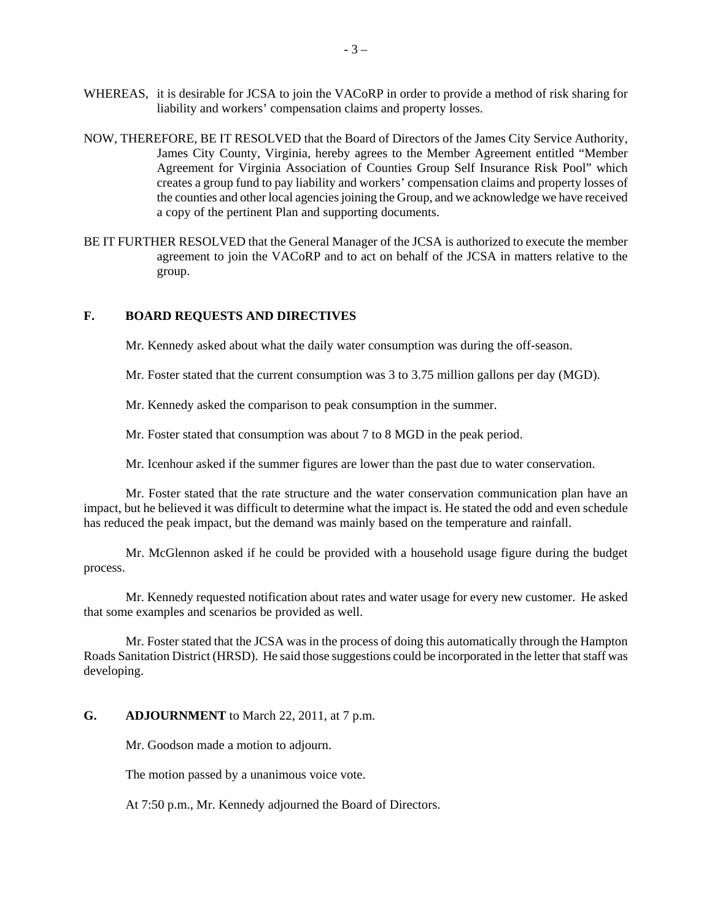WHEREAS, it is desirable for JCSA to join the VACoRP in order to provide a method of risk sharing for liability and workers' compensation claims and property losses.

NOW, THEREFORE, BE IT RESOLVED that the Board of Directors of the James City Service Authority, James City County, Virginia, hereby agrees to the Member Agreement entitled "Member Agreement for Virginia Association of Counties Group Self Insurance Risk Pool" which creates a group fund to pay liability and workers' compensation claims and property losses of the counties and other local agencies joining the Group, and we acknowledge we have received a copy of the pertinent Plan and supporting documents.

BE IT FURTHER RESOLVED that the General Manager of the JCSA is authorized to execute the member agreement to join the VACoRP and to act on behalf of the JCSA in matters relative to the group.

## F. BOARD REQUESTS AND DIRECTIVES

Mr. Kennedy asked about what the daily water consumption was during the off-season.

Mr. Foster stated that the current consumption was 3 to 3.75 million gallons per day (MGD).

Mr. Kennedy asked the comparison to peak consumption in the summer.

Mr. Foster stated that consumption was about 7 to 8 MGD in the peak period.

Mr. Icenhour asked if the summer figures are lower than the past due to water conservation.

Mr. Foster stated that the rate structure and the water conservation communication plan have an impact, but he believed it was difficult to determine what the impact is. He stated the odd and even schedule has reduced the peak impact, but the demand was mainly based on the temperature and rainfall.

Mr. McGlennon asked if he could be provided with a household usage figure during the budget process.

Mr. Kennedy requested notification about rates and water usage for every new customer. He asked that some examples and scenarios be provided as well.

Mr. Foster stated that the JCSA was in the process of doing this automatically through the Hampton Roads Sanitation District (HRSD). He said those suggestions could be incorporated in the letter that staff was developing.

## G. ADJOURNMENT to March 22, 2011, at 7 p.m.

Mr. Goodson made a motion to adjourn.

The motion passed by a unanimous voice vote.

At 7:50 p.m., Mr. Kennedy adjourned the Board of Directors.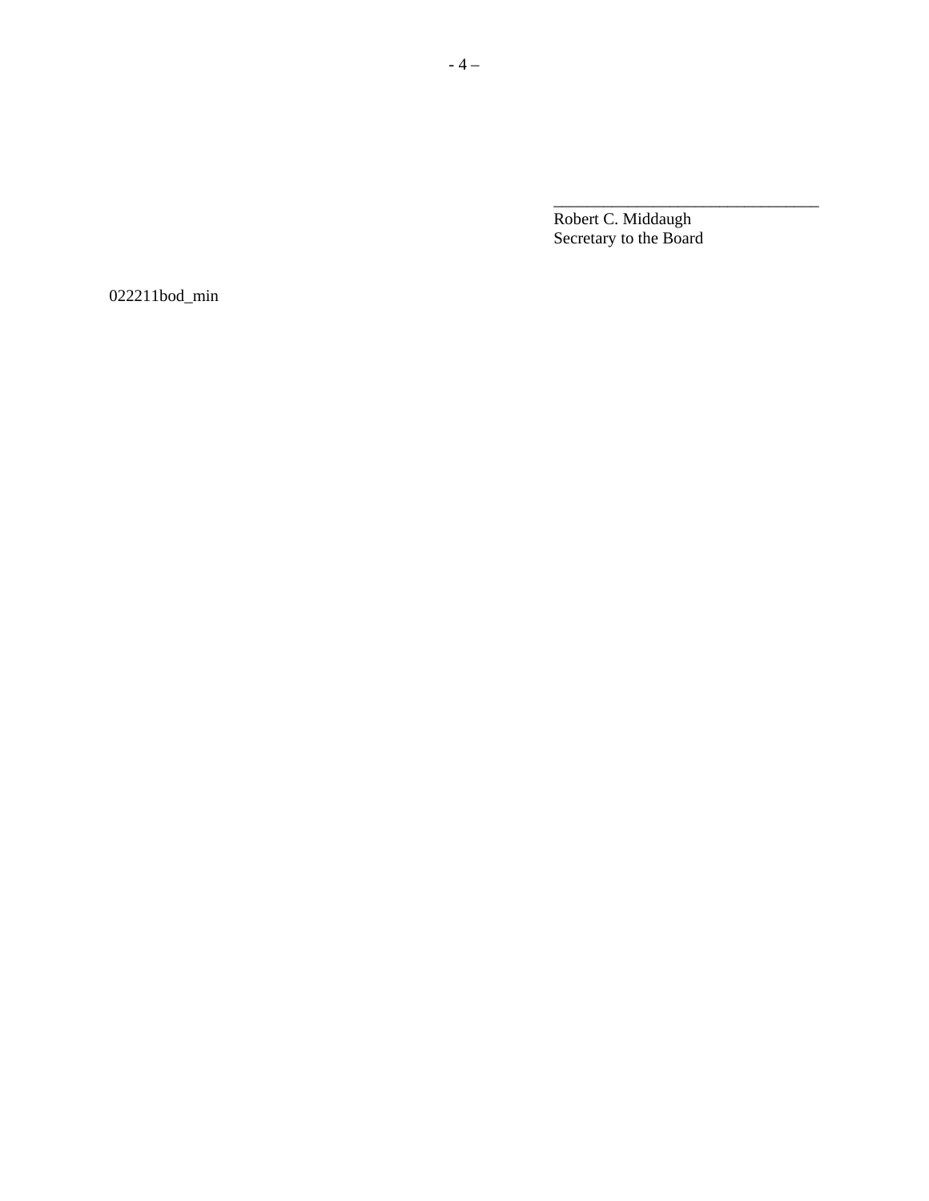________________________________

Robert C. Middaugh
Secretary to the Board

022211bod_min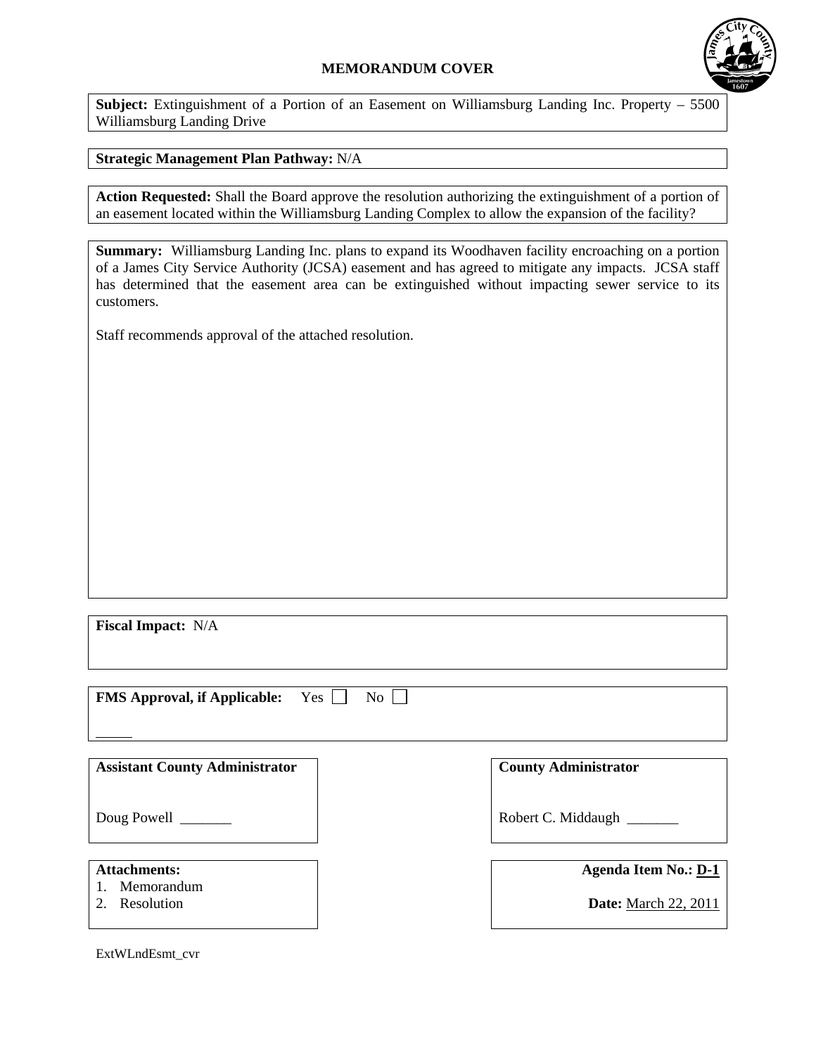# MEMORANDUM COVER

**Subject:** Extinguishment of a Portion of an Easement on Williamsburg Landing Inc. Property – 5500 Williamsburg Landing Drive

**Strategic Management Plan Pathway:** N/A

**Action Requested:** Shall the Board approve the resolution authorizing the extinguishment of a portion of an easement located within the Williamsburg Landing Complex to allow the expansion of the facility?

**Summary:** Williamsburg Landing Inc. plans to expand its Woodhaven facility encroaching on a portion of a James City Service Authority (JCSA) easement and has agreed to mitigate any impacts. JCSA staff has determined that the easement area can be extinguished without impacting sewer service to its customers.

Staff recommends approval of the attached resolution.

**Fiscal Impact:** N/A

**FMS Approval, if Applicable:** Yes ☐ No ☐

_____

**Assistant County Administrator**

Doug Powell _______

**County Administrator**

Robert C. Middaugh _______

**Attachments:**
1. Memorandum
2. Resolution

**Agenda Item No.:** D-1

**Date:** March 22, 2011

ExtWLndEsmt_cvr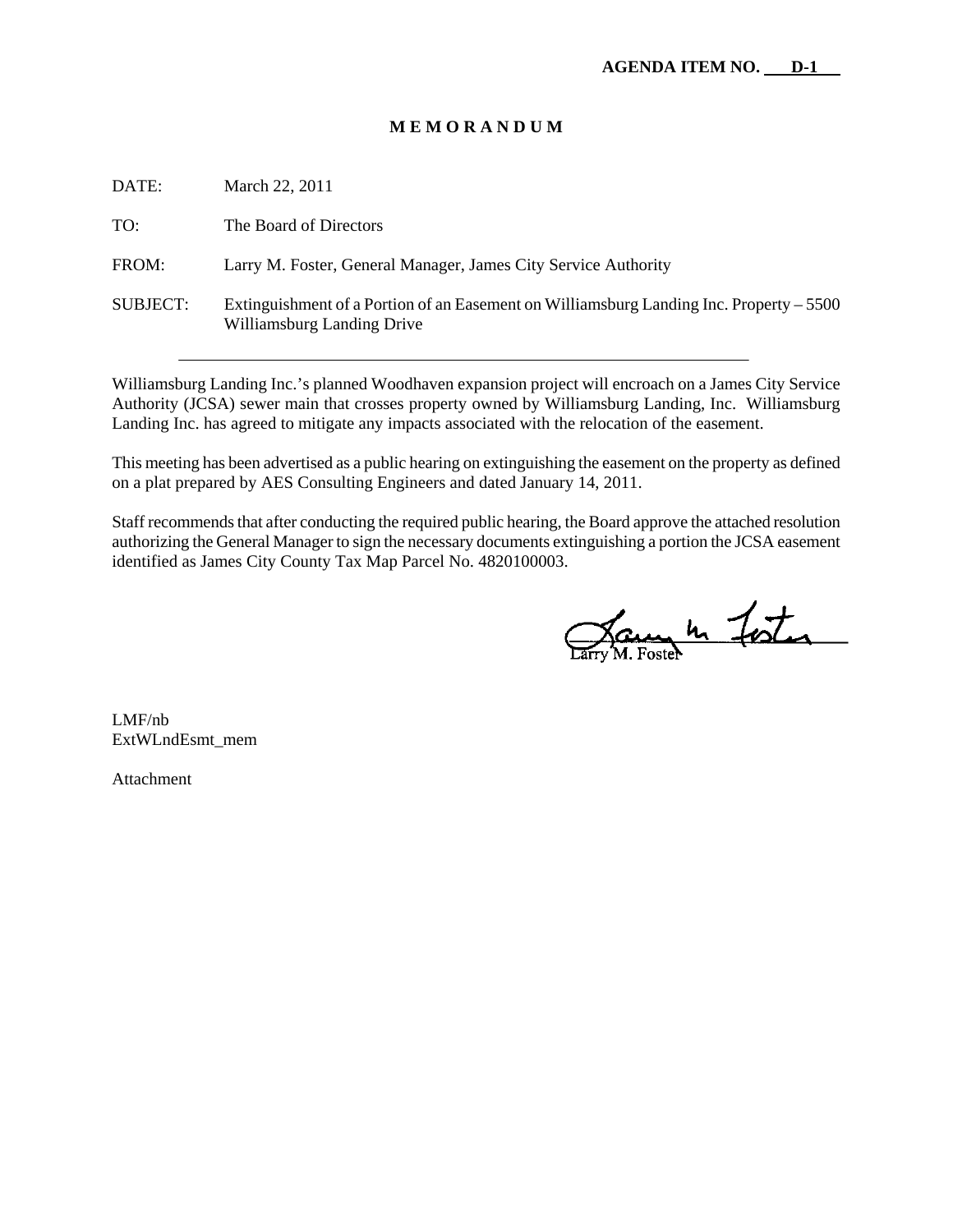**AGENDA ITEM NO. D-1**

# M E M O R A N D U M

DATE: March 22, 2011

TO: The Board of Directors

FROM: Larry M. Foster, General Manager, James City Service Authority

SUBJECT: Extinguishment of a Portion of an Easement on Williamsburg Landing Inc. Property – 5500 Williamsburg Landing Drive

---

Williamsburg Landing Inc.'s planned Woodhaven expansion project will encroach on a James City Service Authority (JCSA) sewer main that crosses property owned by Williamsburg Landing, Inc. Williamsburg Landing Inc. has agreed to mitigate any impacts associated with the relocation of the easement.

This meeting has been advertised as a public hearing on extinguishing the easement on the property as defined on a plat prepared by AES Consulting Engineers and dated January 14, 2011.

Staff recommends that after conducting the required public hearing, the Board approve the attached resolution authorizing the General Manager to sign the necessary documents extinguishing a portion the JCSA easement identified as James City County Tax Map Parcel No. 4820100003.

Larry M. Foster

LMF/nb
ExtWLndEsmt_mem

Attachment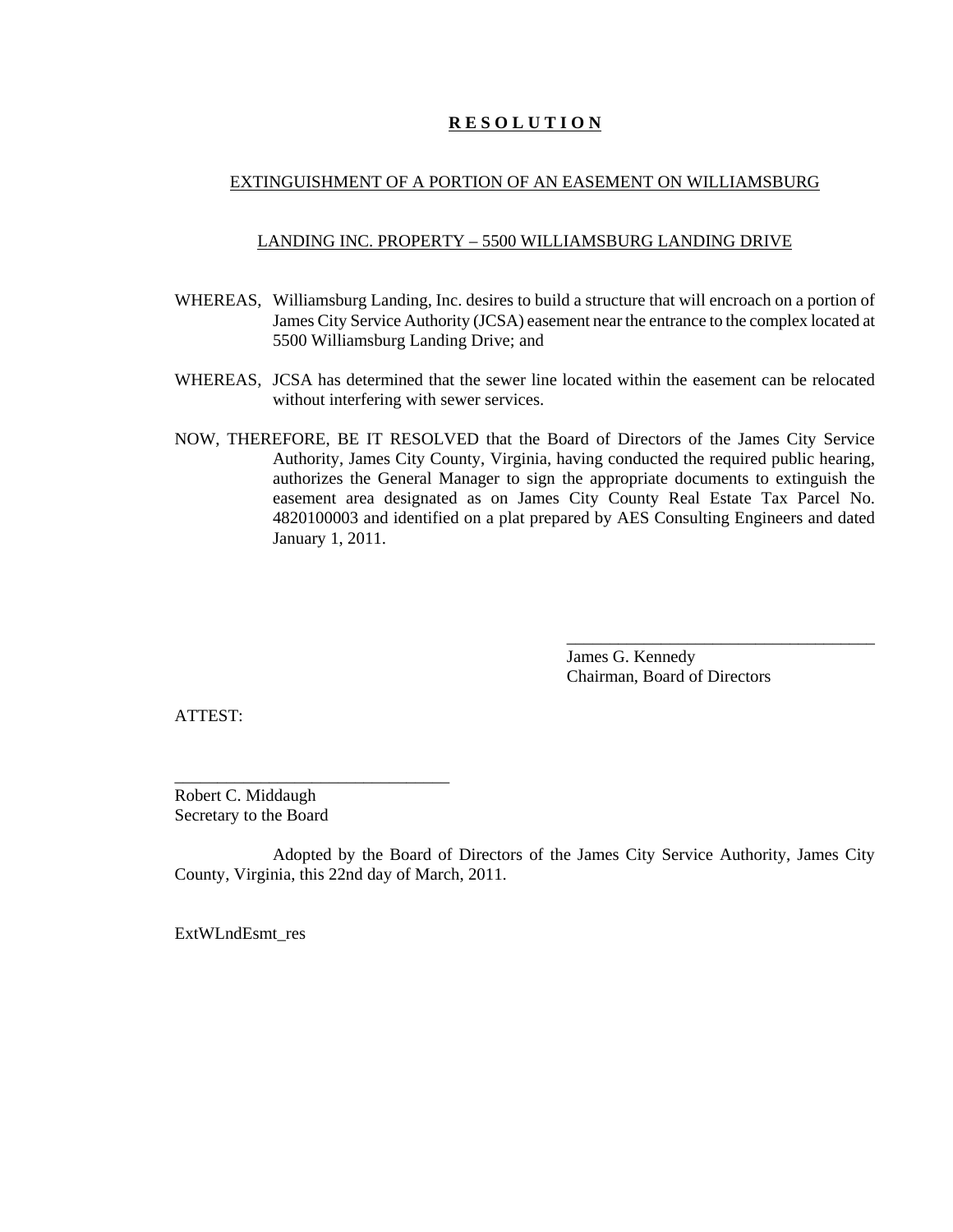# **R E S O L U T I O N**

EXTINGUISHMENT OF A PORTION OF AN EASEMENT ON WILLIAMSBURG

LANDING INC. PROPERTY – 5500 WILLIAMSBURG LANDING DRIVE

WHEREAS, Williamsburg Landing, Inc. desires to build a structure that will encroach on a portion of James City Service Authority (JCSA) easement near the entrance to the complex located at 5500 Williamsburg Landing Drive; and

WHEREAS, JCSA has determined that the sewer line located within the easement can be relocated without interfering with sewer services.

NOW, THEREFORE, BE IT RESOLVED that the Board of Directors of the James City Service Authority, James City County, Virginia, having conducted the required public hearing, authorizes the General Manager to sign the appropriate documents to extinguish the easement area designated as on James City County Real Estate Tax Parcel No. 4820100003 and identified on a plat prepared by AES Consulting Engineers and dated January 1, 2011.

_____________________________________
James G. Kennedy
Chairman, Board of Directors

ATTEST:

_________________________________
Robert C. Middaugh
Secretary to the Board

Adopted by the Board of Directors of the James City Service Authority, James City County, Virginia, this 22nd day of March, 2011.

ExtWLndEsmt_res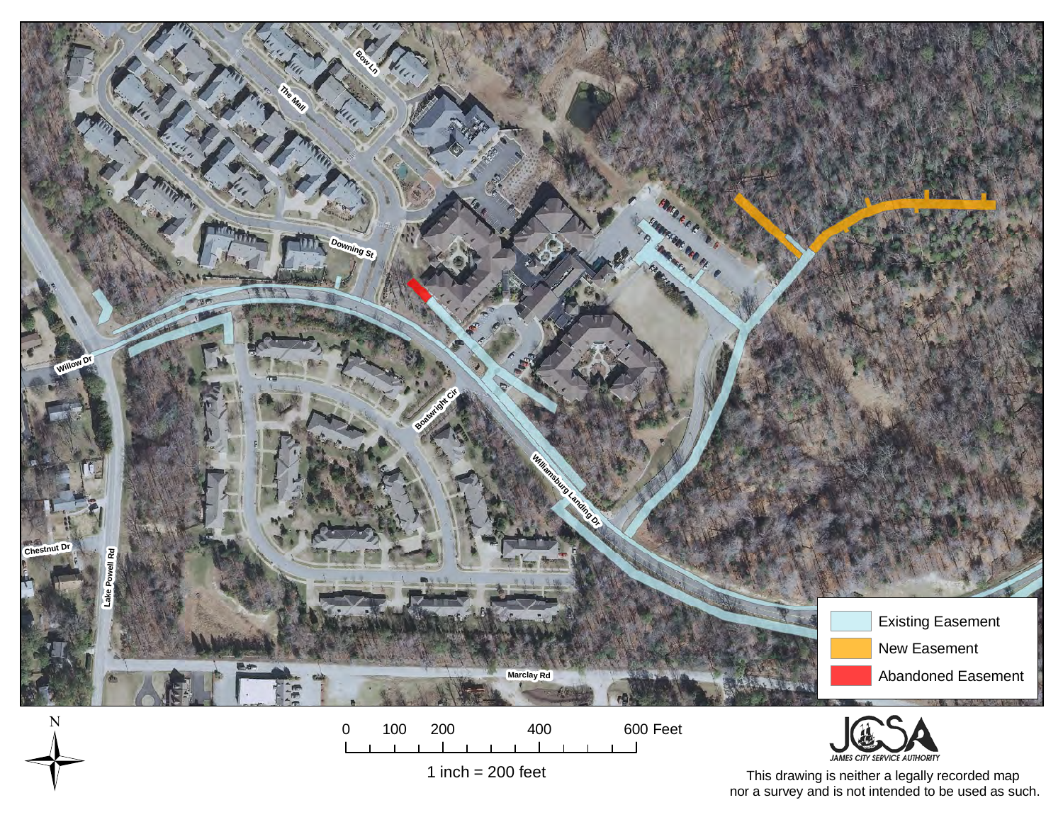Bow Ln

The Mall

Downing St

Willow Dr

Boatwright Cir

Williamsburg Landing Dr

Chestnut Dr

Lake Powell Rd

Marclay Rd

Existing Easement

New Easement

Abandoned Easement

N

0 100 200 400 600 Feet

1 inch = 200 feet

JCSA

JAMES CITY SERVICE AUTHORITY

This drawing is neither a legally recorded map nor a survey and is not intended to be used as such.